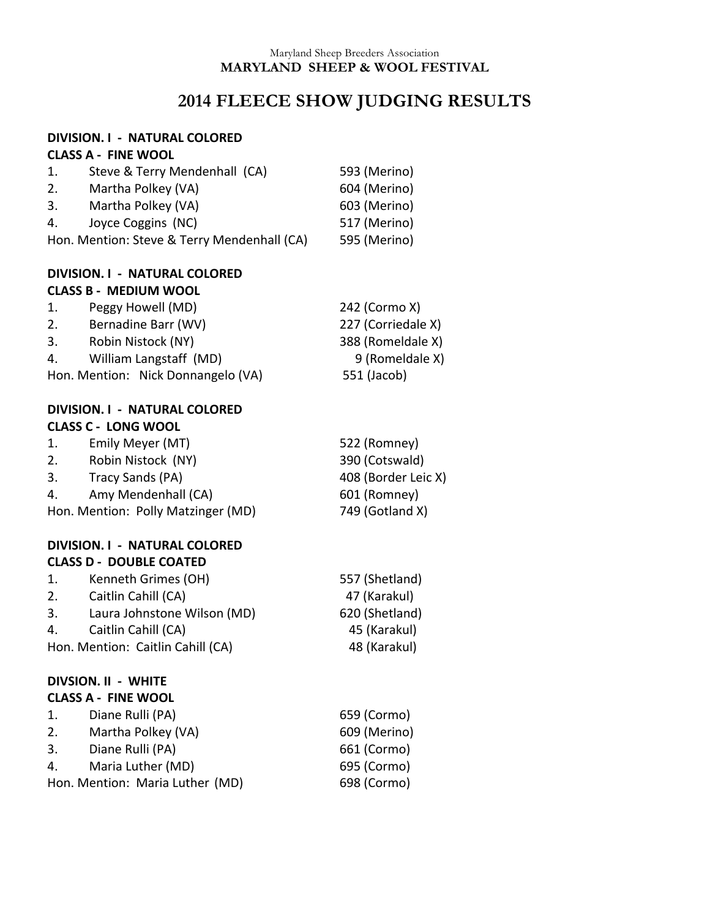Maryland Sheep Breeders Association

**MARYLAND SHEEP & WOOL FESTIVAL**

# 2014 FLEECE SHOW JUDGING RESULTS

**DIVISION. I - NATURAL COLORED**
**CLASS A - FINE WOOL**

| | | |
|---|---|---|
| 1. | Steve & Terry Mendenhall (CA) | 593 (Merino) |
| 2. | Martha Polkey (VA) | 604 (Merino) |
| 3. | Martha Polkey (VA) | 603 (Merino) |
| 4. | Joyce Coggins (NC) | 517 (Merino) |
| Hon. Mention: | Steve & Terry Mendenhall (CA) | 595 (Merino) |

**DIVISION. I - NATURAL COLORED**
**CLASS B - MEDIUM WOOL**

| | | |
|---|---|---|
| 1. | Peggy Howell (MD) | 242 (Cormo X) |
| 2. | Bernadine Barr (WV) | 227 (Corriedale X) |
| 3. | Robin Nistock (NY) | 388 (Romeldale X) |
| 4. | William Langstaff (MD) | 9 (Romeldale X) |
| Hon. Mention: | Nick Donnangelo (VA) | 551 (Jacob) |

**DIVISION. I - NATURAL COLORED**
**CLASS C - LONG WOOL**

| | | |
|---|---|---|
| 1. | Emily Meyer (MT) | 522 (Romney) |
| 2. | Robin Nistock (NY) | 390 (Cotswald) |
| 3. | Tracy Sands (PA) | 408 (Border Leic X) |
| 4. | Amy Mendenhall (CA) | 601 (Romney) |
| Hon. Mention: | Polly Matzinger (MD) | 749 (Gotland X) |

**DIVISION. I - NATURAL COLORED**
**CLASS D - DOUBLE COATED**

| | | |
|---|---|---|
| 1. | Kenneth Grimes (OH) | 557 (Shetland) |
| 2. | Caitlin Cahill (CA) | 47 (Karakul) |
| 3. | Laura Johnstone Wilson (MD) | 620 (Shetland) |
| 4. | Caitlin Cahill (CA) | 45 (Karakul) |
| Hon. Mention: | Caitlin Cahill (CA) | 48 (Karakul) |

**DIVSION. II - WHITE**
**CLASS A - FINE WOOL**

| | | |
|---|---|---|
| 1. | Diane Rulli (PA) | 659 (Cormo) |
| 2. | Martha Polkey (VA) | 609 (Merino) |
| 3. | Diane Rulli (PA) | 661 (Cormo) |
| 4. | Maria Luther (MD) | 695 (Cormo) |
| Hon. Mention: | Maria Luther (MD) | 698 (Cormo) |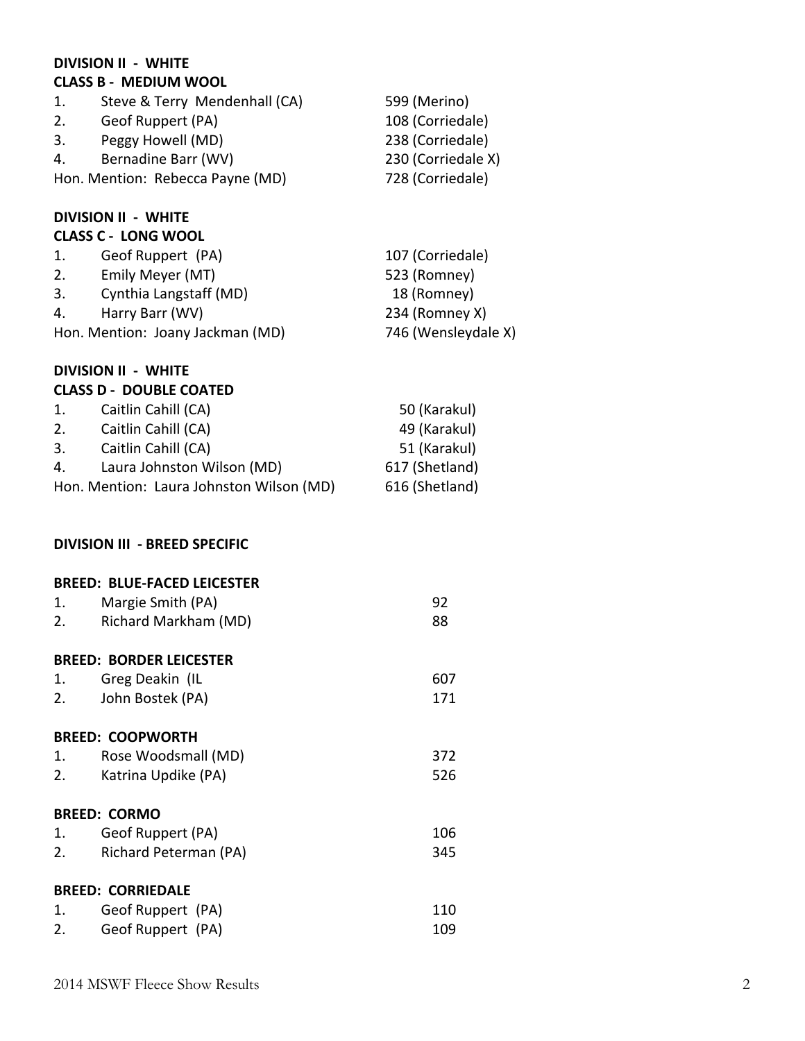**DIVISION II - WHITE**
**CLASS B - MEDIUM WOOL**

| | | |
|---|---|---|
| 1. | Steve & Terry Mendenhall (CA) | 599 (Merino) |
| 2. | Geof Ruppert (PA) | 108 (Corriedale) |
| 3. | Peggy Howell (MD) | 238 (Corriedale) |
| 4. | Bernadine Barr (WV) | 230 (Corriedale X) |
| Hon. Mention: | Rebecca Payne (MD) | 728 (Corriedale) |

**DIVISION II - WHITE**
**CLASS C - LONG WOOL**

| | | |
|---|---|---|
| 1. | Geof Ruppert (PA) | 107 (Corriedale) |
| 2. | Emily Meyer (MT) | 523 (Romney) |
| 3. | Cynthia Langstaff (MD) | 18 (Romney) |
| 4. | Harry Barr (WV) | 234 (Romney X) |
| Hon. Mention: | Joany Jackman (MD) | 746 (Wensleydale X) |

**DIVISION II - WHITE**
**CLASS D - DOUBLE COATED**

| | | |
|---|---|---|
| 1. | Caitlin Cahill (CA) | 50 (Karakul) |
| 2. | Caitlin Cahill (CA) | 49 (Karakul) |
| 3. | Caitlin Cahill (CA) | 51 (Karakul) |
| 4. | Laura Johnston Wilson (MD) | 617 (Shetland) |
| Hon. Mention: | Laura Johnston Wilson (MD) | 616 (Shetland) |

**DIVISION III - BREED SPECIFIC**

**BREED: BLUE-FACED LEICESTER**

| | | |
|---|---|---|
| 1. | Margie Smith (PA) | 92 |
| 2. | Richard Markham (MD) | 88 |

**BREED: BORDER LEICESTER**

| | | |
|---|---|---|
| 1. | Greg Deakin (IL | 607 |
| 2. | John Bostek (PA) | 171 |

**BREED: COOPWORTH**

| | | |
|---|---|---|
| 1. | Rose Woodsmall (MD) | 372 |
| 2. | Katrina Updike (PA) | 526 |

**BREED: CORMO**

| | | |
|---|---|---|
| 1. | Geof Ruppert (PA) | 106 |
| 2. | Richard Peterman (PA) | 345 |

**BREED: CORRIEDALE**

| | | |
|---|---|---|
| 1. | Geof Ruppert (PA) | 110 |
| 2. | Geof Ruppert (PA) | 109 |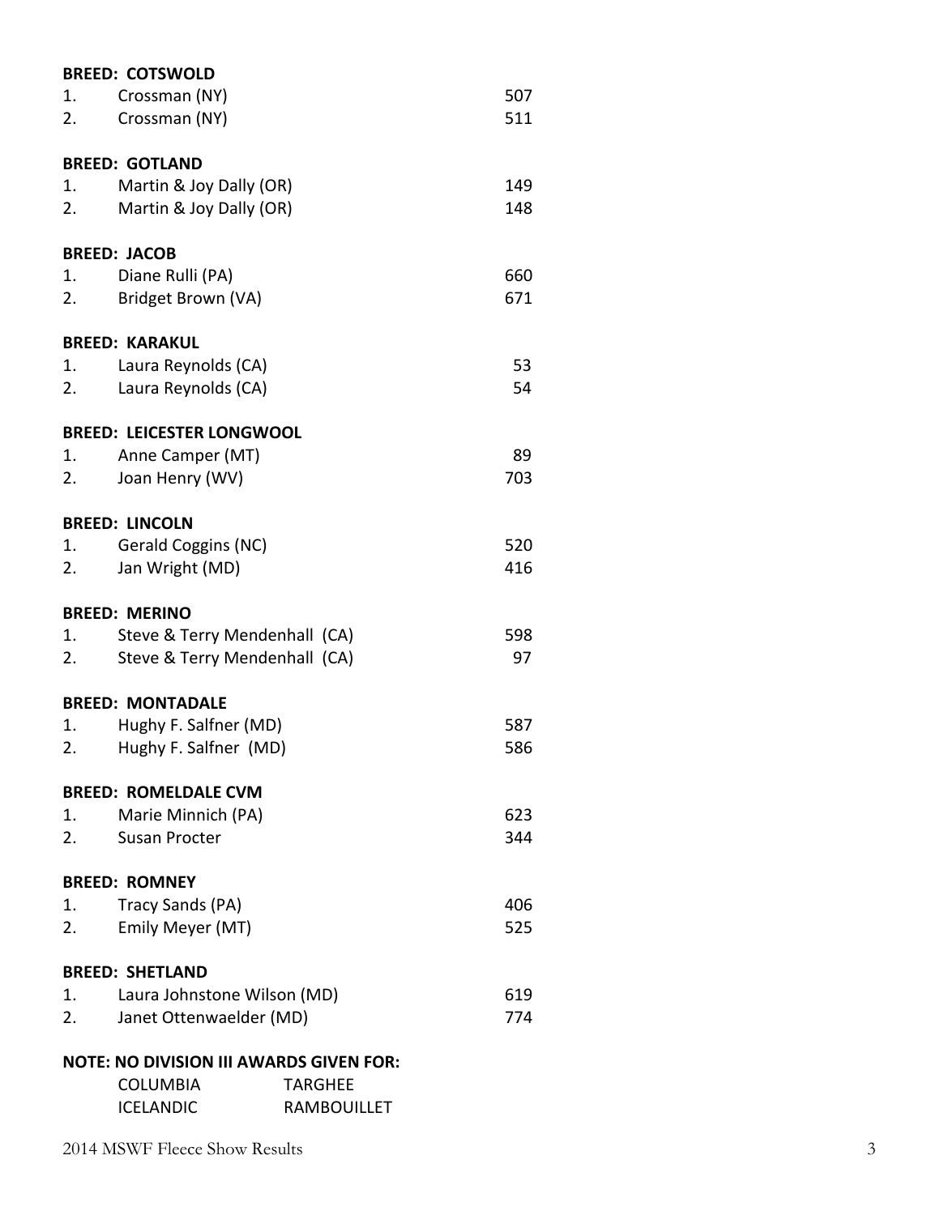**BREED: COTSWOLD**

| | | |
|---|---|---|
| 1. | Crossman (NY) | 507 |
| 2. | Crossman (NY) | 511 |

**BREED: GOTLAND**

| | | |
|---|---|---|
| 1. | Martin & Joy Dally (OR) | 149 |
| 2. | Martin & Joy Dally (OR) | 148 |

**BREED: JACOB**

| | | |
|---|---|---|
| 1. | Diane Rulli (PA) | 660 |
| 2. | Bridget Brown (VA) | 671 |

**BREED: KARAKUL**

| | | |
|---|---|---|
| 1. | Laura Reynolds (CA) | 53 |
| 2. | Laura Reynolds (CA) | 54 |

**BREED: LEICESTER LONGWOOL**

| | | |
|---|---|---|
| 1. | Anne Camper (MT) | 89 |
| 2. | Joan Henry (WV) | 703 |

**BREED: LINCOLN**

| | | |
|---|---|---|
| 1. | Gerald Coggins (NC) | 520 |
| 2. | Jan Wright (MD) | 416 |

**BREED: MERINO**

| | | |
|---|---|---|
| 1. | Steve & Terry Mendenhall (CA) | 598 |
| 2. | Steve & Terry Mendenhall (CA) | 97 |

**BREED: MONTADALE**

| | | |
|---|---|---|
| 1. | Hughy F. Salfner (MD) | 587 |
| 2. | Hughy F. Salfner (MD) | 586 |

**BREED: ROMELDALE CVM**

| | | |
|---|---|---|
| 1. | Marie Minnich (PA) | 623 |
| 2. | Susan Procter | 344 |

**BREED: ROMNEY**

| | | |
|---|---|---|
| 1. | Tracy Sands (PA) | 406 |
| 2. | Emily Meyer (MT) | 525 |

**BREED: SHETLAND**

| | | |
|---|---|---|
| 1. | Laura Johnstone Wilson (MD) | 619 |
| 2. | Janet Ottenwaelder (MD) | 774 |

**NOTE: NO DIVISION III AWARDS GIVEN FOR:**

| | |
|---|---|
| COLUMBIA | TARGHEE |
| ICELANDIC | RAMBOUILLET |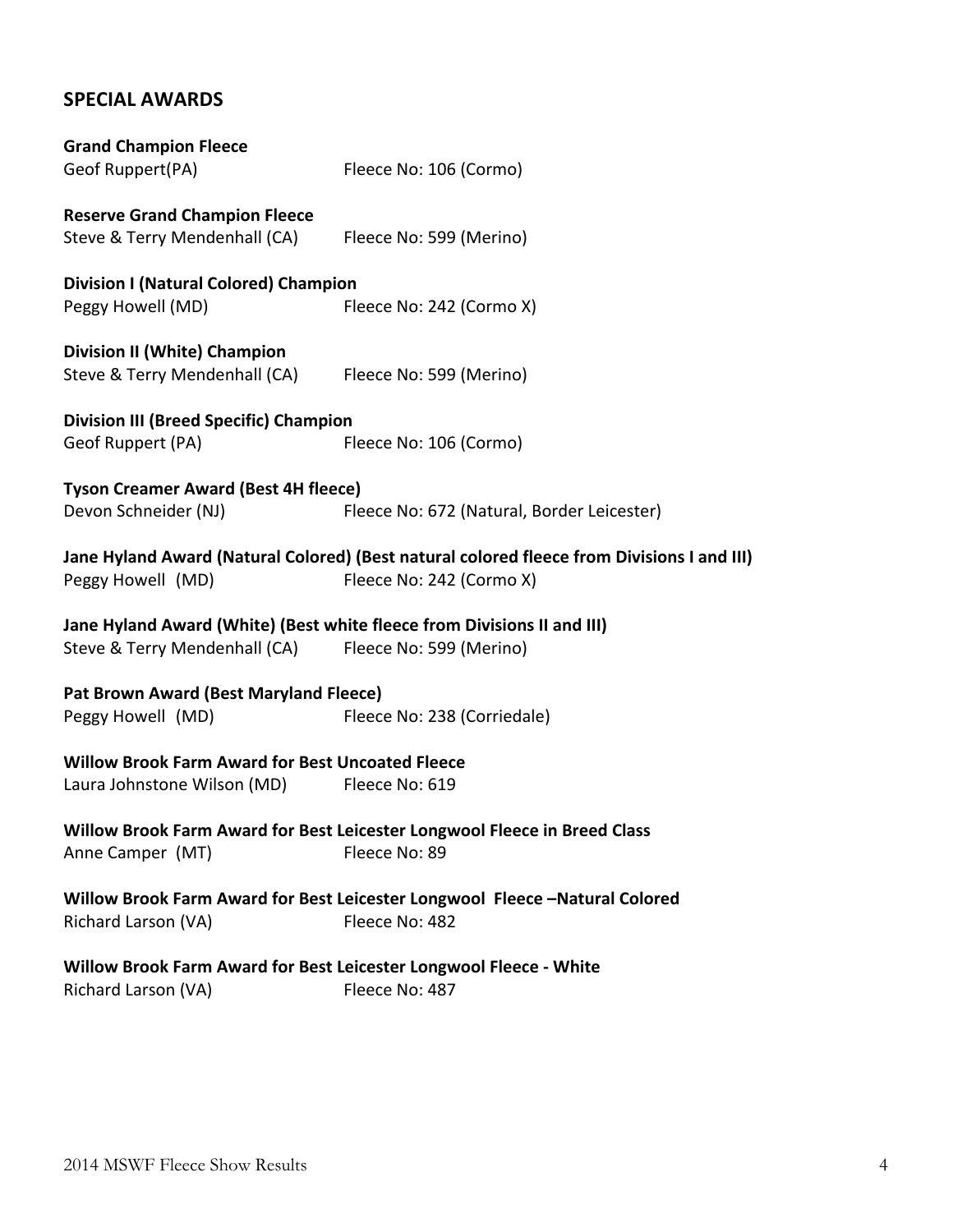## SPECIAL AWARDS

**Grand Champion Fleece**
Geof Ruppert(PA) Fleece No: 106 (Cormo)

**Reserve Grand Champion Fleece**
Steve & Terry Mendenhall (CA) Fleece No: 599 (Merino)

**Division I (Natural Colored) Champion**
Peggy Howell (MD) Fleece No: 242 (Cormo X)

**Division II (White) Champion**
Steve & Terry Mendenhall (CA) Fleece No: 599 (Merino)

**Division III (Breed Specific) Champion**
Geof Ruppert (PA) Fleece No: 106 (Cormo)

**Tyson Creamer Award (Best 4H fleece)**
Devon Schneider (NJ) Fleece No: 672 (Natural, Border Leicester)

**Jane Hyland Award (Natural Colored) (Best natural colored fleece from Divisions I and III)**
Peggy Howell (MD) Fleece No: 242 (Cormo X)

**Jane Hyland Award (White) (Best white fleece from Divisions II and III)**
Steve & Terry Mendenhall (CA) Fleece No: 599 (Merino)

**Pat Brown Award (Best Maryland Fleece)**
Peggy Howell (MD) Fleece No: 238 (Corriedale)

**Willow Brook Farm Award for Best Uncoated Fleece**
Laura Johnstone Wilson (MD) Fleece No: 619

**Willow Brook Farm Award for Best Leicester Longwool Fleece in Breed Class**
Anne Camper (MT) Fleece No: 89

**Willow Brook Farm Award for Best Leicester Longwool Fleece –Natural Colored**
Richard Larson (VA) Fleece No: 482

**Willow Brook Farm Award for Best Leicester Longwool Fleece - White**
Richard Larson (VA) Fleece No: 487